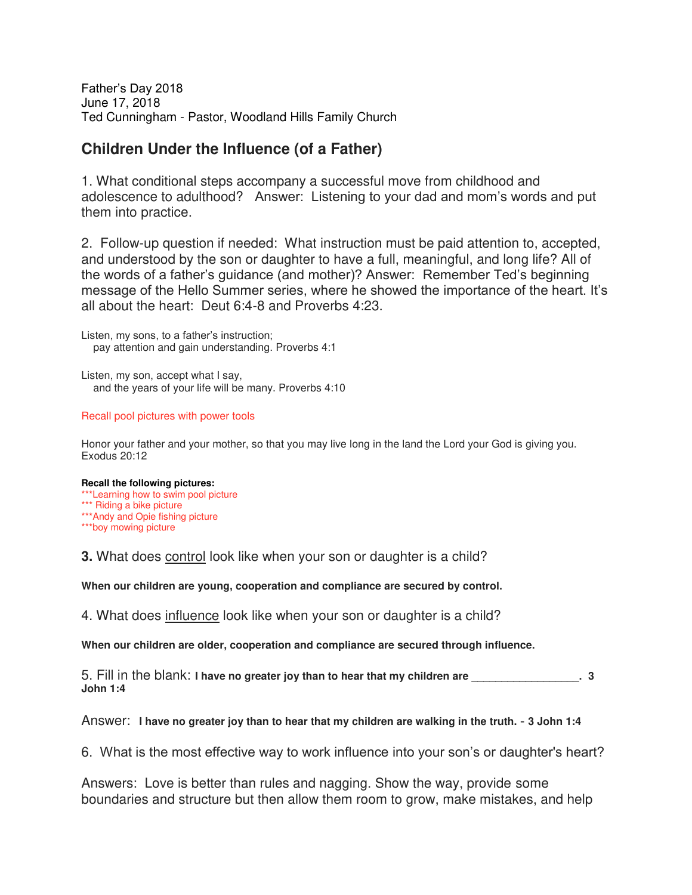Father's Day 2018
June 17, 2018
Ted Cunningham - Pastor, Woodland Hills Family Church

## Children Under the Influence (of a Father)

1. What conditional steps accompany a successful move from childhood and adolescence to adulthood? Answer: Listening to your dad and mom's words and put them into practice.

2. Follow-up question if needed: What instruction must be paid attention to, accepted, and understood by the son or daughter to have a full, meaningful, and long life? All of the words of a father's guidance (and mother)? Answer: Remember Ted's beginning message of the Hello Summer series, where he showed the importance of the heart. It's all about the heart: Deut 6:4-8 and Proverbs 4:23.

Listen, my sons, to a father's instruction;
pay attention and gain understanding. Proverbs 4:1

Listen, my son, accept what I say,
and the years of your life will be many. Proverbs 4:10

Recall pool pictures with power tools

Honor your father and your mother, so that you may live long in the land the Lord your God is giving you. Exodus 20:12

**Recall the following pictures:**
***Learning how to swim pool picture
*** Riding a bike picture
***Andy and Opie fishing picture
***boy mowing picture

**3.** What does <u>control</u> look like when your son or daughter is a child?

**When our children are young, cooperation and compliance are secured by control.**

4. What does <u>influence</u> look like when your son or daughter is a child?

**When our children are older, cooperation and compliance are secured through influence.**

5. Fill in the blank: **I have no greater joy than to hear that my children are ________________. 3 John 1:4**

Answer: **I have no greater joy than to hear that my children are walking in the truth. - 3 John 1:4**

6. What is the most effective way to work influence into your son's or daughter's heart?

Answers: Love is better than rules and nagging. Show the way, provide some boundaries and structure but then allow them room to grow, make mistakes, and help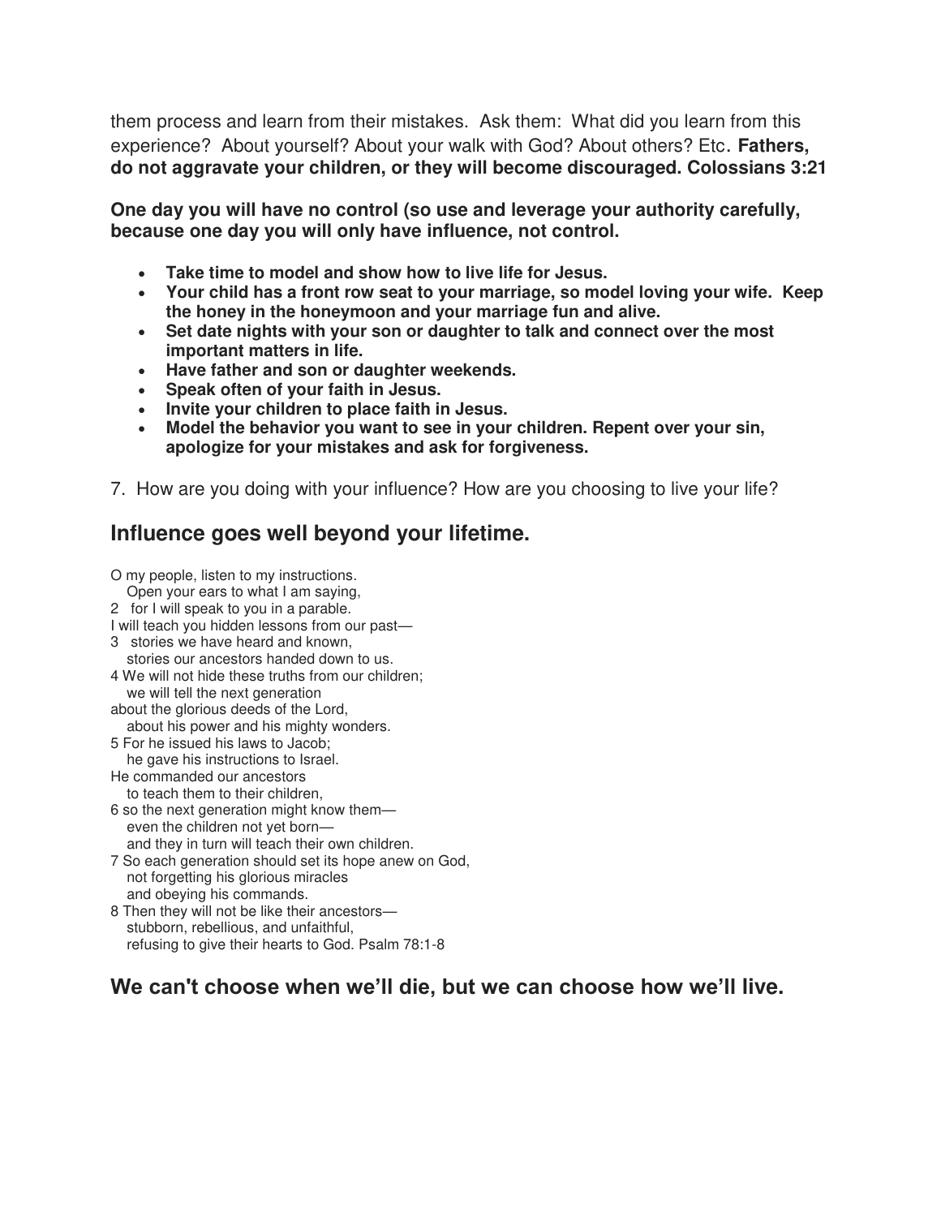them process and learn from their mistakes. Ask them: What did you learn from this experience? About yourself? About your walk with God? About others? Etc. **Fathers, do not aggravate your children, or they will become discouraged. Colossians 3:21**

**One day you will have no control (so use and leverage your authority carefully, because one day you will only have influence, not control.**

- **Take time to model and show how to live life for Jesus.**
- **Your child has a front row seat to your marriage, so model loving your wife. Keep the honey in the honeymoon and your marriage fun and alive.**
- **Set date nights with your son or daughter to talk and connect over the most important matters in life.**
- **Have father and son or daughter weekends.**
- **Speak often of your faith in Jesus.**
- **Invite your children to place faith in Jesus.**
- **Model the behavior you want to see in your children. Repent over your sin, apologize for your mistakes and ask for forgiveness.**

7. How are you doing with your influence? How are you choosing to live your life?

## Influence goes well beyond your lifetime.

O my people, listen to my instructions.
Open your ears to what I am saying,
2 for I will speak to you in a parable.
I will teach you hidden lessons from our past—
3 stories we have heard and known,
stories our ancestors handed down to us.
4 We will not hide these truths from our children;
we will tell the next generation
about the glorious deeds of the Lord,
about his power and his mighty wonders.
5 For he issued his laws to Jacob;
he gave his instructions to Israel.
He commanded our ancestors
to teach them to their children,
6 so the next generation might know them—
even the children not yet born—
and they in turn will teach their own children.
7 So each generation should set its hope anew on God,
not forgetting his glorious miracles
and obeying his commands.
8 Then they will not be like their ancestors—
stubborn, rebellious, and unfaithful,
refusing to give their hearts to God. Psalm 78:1-8

## We can't choose when we'll die, but we can choose how we'll live.